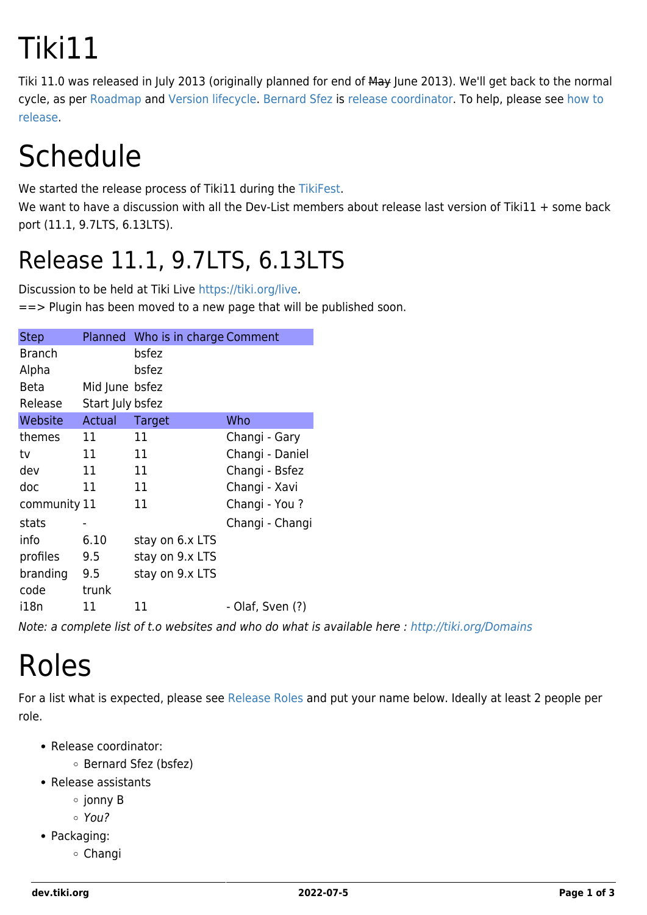# Tiki11

Tiki 11.0 was released in July 2013 (originally planned for end of ~~May~~ June 2013). We'll get back to the normal cycle, as per Roadmap and Version lifecycle. Bernard Sfez is release coordinator. To help, please see how to release.

# Schedule

We started the release process of Tiki11 during the TikiFest.
We want to have a discussion with all the Dev-List members about release last version of Tiki11 + some back port (11.1, 9.7LTS, 6.13LTS).

## Release 11.1, 9.7LTS, 6.13LTS

Discussion to be held at Tiki Live https://tiki.org/live.
==> Plugin has been moved to a new page that will be published soon.

| Step | Planned | Who is in charge | Comment |
|---|---|---|---|
| Branch | | bsfez | |
| Alpha | | bsfez | |
| Beta | Mid June | bsfez | |
| Release | Start July | bsfez | |
| **Website** | **Actual** | **Target** | **Who** |
| themes | 11 | 11 | Changi - Gary |
| tv | 11 | 11 | Changi - Daniel |
| dev | 11 | 11 | Changi - Bsfez |
| doc | 11 | 11 | Changi - Xavi |
| community | 11 | 11 | Changi - You ? |
| stats | - | | Changi - Changi |
| info | 6.10 | stay on 6.x LTS | |
| profiles | 9.5 | stay on 9.x LTS | |
| branding | 9.5 | stay on 9.x LTS | |
| code | trunk | | |
| i18n | 11 | 11 | - Olaf, Sven (?) |

*Note: a complete list of t.o websites and who do what is available here :* http://tiki.org/Domains

# Roles

For a list what is expected, please see Release Roles and put your name below. Ideally at least 2 people per role.

- Release coordinator:
  - Bernard Sfez (bsfez)
- Release assistants
  - jonny B
  - *You?*
- Packaging:
  - Changi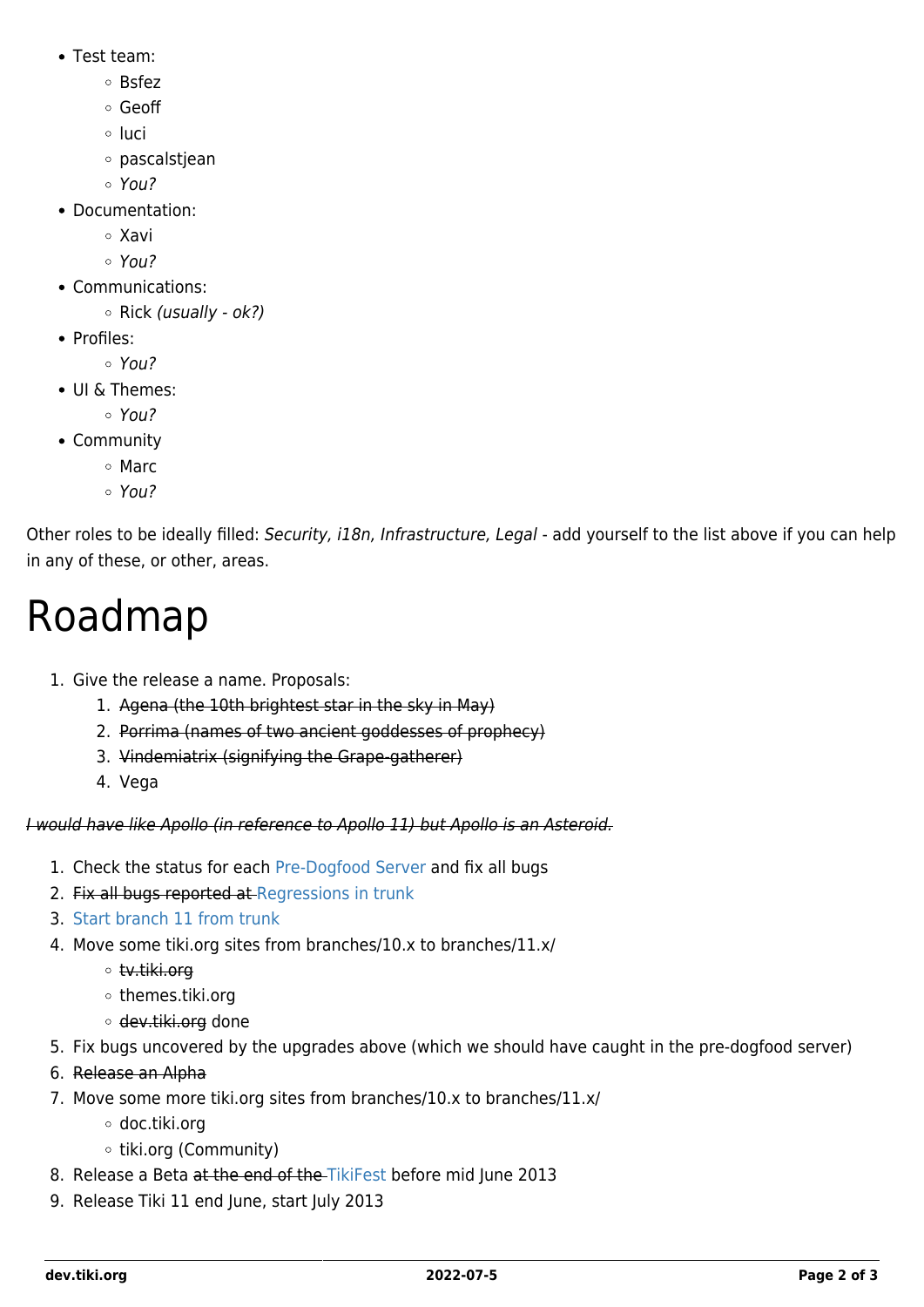- Test team:
  - Bsfez
  - Geoff
  - luci
  - pascalstjean
  - *You?*
- Documentation:
  - Xavi
  - *You?*
- Communications:
  - Rick *(usually - ok?)*
- Profiles:
  - *You?*
- UI & Themes:
  - *You?*
- Community
  - Marc
  - *You?*

Other roles to be ideally filled: *Security, i18n, Infrastructure, Legal* - add yourself to the list above if you can help in any of these, or other, areas.

# Roadmap

1. Give the release a name. Proposals:
   1. ~~Agena (the 10th brightest star in the sky in May)~~
   2. ~~Porrima (names of two ancient goddesses of prophecy)~~
   3. ~~Vindemiatrix (signifying the Grape-gatherer)~~
   4. Vega

~~*I would have like Apollo (in reference to Apollo 11) but Apollo is an Asteroid.*~~

1. Check the status for each Pre-Dogfood Server and fix all bugs
2. ~~Fix all bugs reported at~~ Regressions in trunk
3. Start branch 11 from trunk
4. Move some tiki.org sites from branches/10.x to branches/11.x/
   - ~~tv.tiki.org~~
   - themes.tiki.org
   - ~~dev.tiki.org~~ done
5. Fix bugs uncovered by the upgrades above (which we should have caught in the pre-dogfood server)
6. ~~Release an Alpha~~
7. Move some more tiki.org sites from branches/10.x to branches/11.x/
   - doc.tiki.org
   - tiki.org (Community)
8. Release a Beta ~~at the end of the~~ TikiFest before mid June 2013
9. Release Tiki 11 end June, start July 2013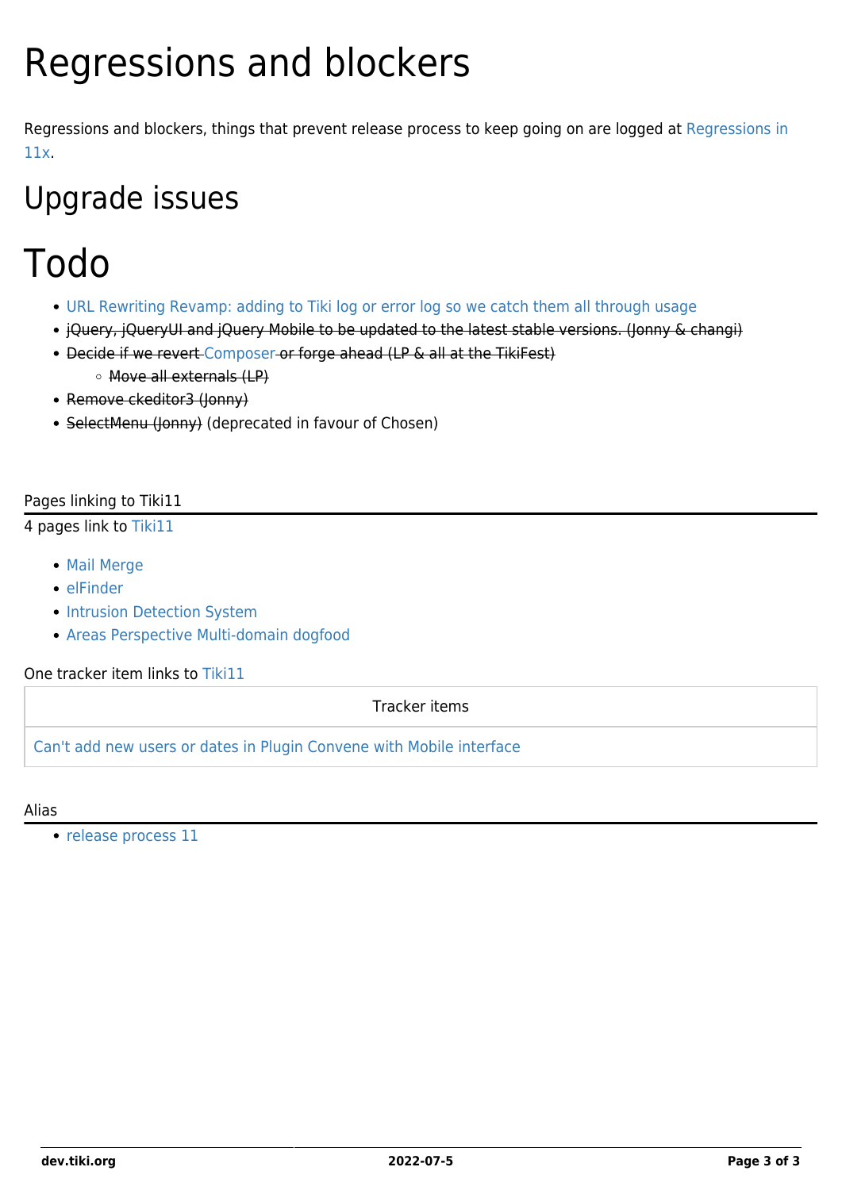# Regressions and blockers

Regressions and blockers, things that prevent release process to keep going on are logged at Regressions in 11x.

## Upgrade issues

# Todo

- URL Rewriting Revamp: adding to Tiki log or error log so we catch them all through usage
- ~~jQuery, jQueryUI and jQuery Mobile to be updated to the latest stable versions. (Jonny & changi)~~
- ~~Decide if we revert Composer or forge ahead (LP & all at the TikiFest)~~
  - ~~Move all externals (LP)~~
- ~~Remove ckeditor3 (Jonny)~~
- ~~SelectMenu (Jonny)~~ (deprecated in favour of Chosen)

Pages linking to Tiki11

4 pages link to Tiki11

- Mail Merge
- elFinder
- Intrusion Detection System
- Areas Perspective Multi-domain dogfood

One tracker item links to Tiki11

| Tracker items |
| --- |
| Can't add new users or dates in Plugin Convene with Mobile interface |

Alias

- release process 11